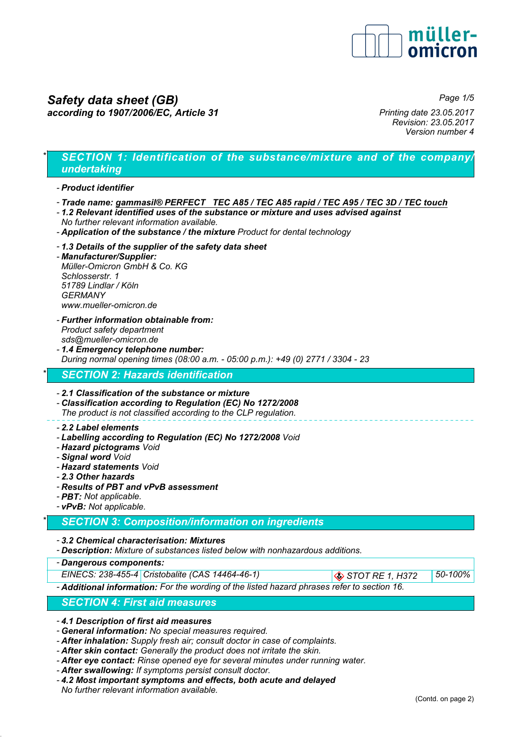# Safety data sheet (GB)

**according to 1907/2006/EC, Article 31**

Printing date 23.05.2017
Revision: 23.05.2017
Version number 4

## * SECTION 1: Identification of the substance/mixture and of the company/undertaking

- **Product identifier**
- **Trade name: gammasil® PERFECT TEC A85 / TEC A85 rapid / TEC A95 / TEC 3D / TEC touch**
- **1.2 Relevant identified uses of the substance or mixture and uses advised against**
  No further relevant information available.
- **Application of the substance / the mixture** Product for dental technology
- **1.3 Details of the supplier of the safety data sheet**
- **Manufacturer/Supplier:**
  Müller-Omicron GmbH & Co. KG
  Schlosserstr. 1
  51789 Lindlar / Köln
  GERMANY
  www.mueller-omicron.de
- **Further information obtainable from:**
  Product safety department
  sds@mueller-omicron.de
- **1.4 Emergency telephone number:**
  During normal opening times (08:00 a.m. - 05:00 p.m.): +49 (0) 2771 / 3304 - 23

## * SECTION 2: Hazards identification

- **2.1 Classification of the substance or mixture**
- **Classification according to Regulation (EC) No 1272/2008**
  The product is not classified according to the CLP regulation.
- **2.2 Label elements**
- **Labelling according to Regulation (EC) No 1272/2008** Void
- **Hazard pictograms** Void
- **Signal word** Void
- **Hazard statements** Void
- **2.3 Other hazards**
- **Results of PBT and vPvB assessment**
- **PBT:** Not applicable.
- **vPvB:** Not applicable.

## * SECTION 3: Composition/information on ingredients

- **3.2 Chemical characterisation: Mixtures**
- **Description:** Mixture of substances listed below with nonhazardous additions.

| - **Dangerous components:** | | | |
|---|---|---|---|
| EINECS: 238-455-4 | Cristobalite (CAS 14464-46-1) | STOT RE 1, H372 | 50-100% |

- **Additional information:** For the wording of the listed hazard phrases refer to section 16.

## SECTION 4: First aid measures

- **4.1 Description of first aid measures**
- **General information:** No special measures required.
- **After inhalation:** Supply fresh air; consult doctor in case of complaints.
- **After skin contact:** Generally the product does not irritate the skin.
- **After eye contact:** Rinse opened eye for several minutes under running water.
- **After swallowing:** If symptoms persist consult doctor.
- **4.2 Most important symptoms and effects, both acute and delayed**
  No further relevant information available.

(Contd. on page 2)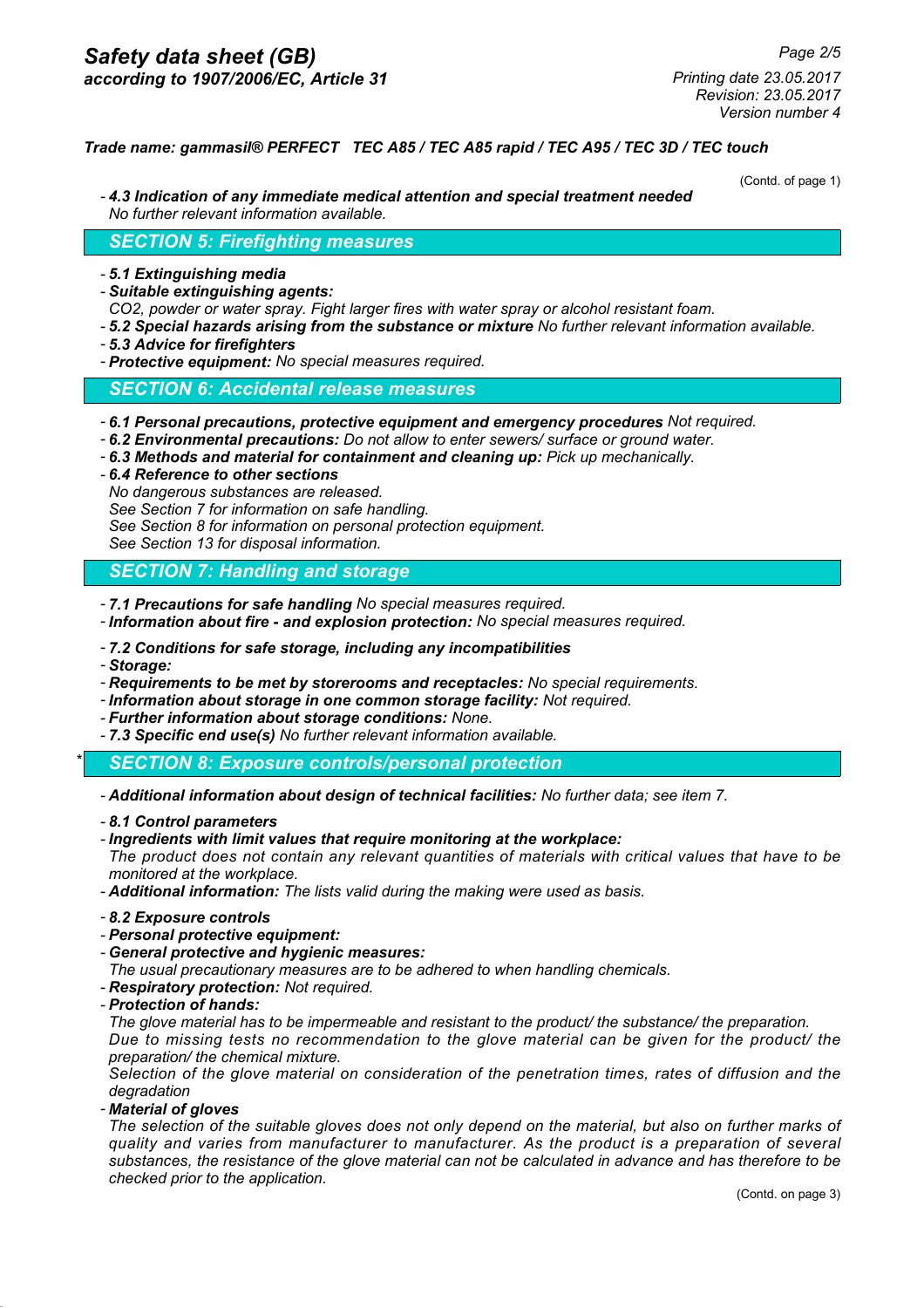*Trade name: gammasil® PERFECT TEC A85 / TEC A85 rapid / TEC A95 / TEC 3D / TEC touch*

(Contd. of page 1)

- ***4.3 Indication of any immediate medical attention and special treatment needed***
  *No further relevant information available.*

## SECTION 5: Firefighting measures

- ***5.1 Extinguishing media***
- ***Suitable extinguishing agents:***
  *$CO_2$, powder or water spray. Fight larger fires with water spray or alcohol resistant foam.*
- ***5.2 Special hazards arising from the substance or mixture*** *No further relevant information available.*
- ***5.3 Advice for firefighters***
- ***Protective equipment:*** *No special measures required.*

## SECTION 6: Accidental release measures

- ***6.1 Personal precautions, protective equipment and emergency procedures*** *Not required.*
- ***6.2 Environmental precautions:*** *Do not allow to enter sewers/ surface or ground water.*
- ***6.3 Methods and material for containment and cleaning up:*** *Pick up mechanically.*
- ***6.4 Reference to other sections***
  *No dangerous substances are released.*
  *See Section 7 for information on safe handling.*
  *See Section 8 for information on personal protection equipment.*
  *See Section 13 for disposal information.*

## SECTION 7: Handling and storage

- ***7.1 Precautions for safe handling*** *No special measures required.*
- ***Information about fire - and explosion protection:*** *No special measures required.*
- ***7.2 Conditions for safe storage, including any incompatibilities***
- ***Storage:***
- ***Requirements to be met by storerooms and receptacles:*** *No special requirements.*
- ***Information about storage in one common storage facility:*** *Not required.*
- ***Further information about storage conditions:*** *None.*
- ***7.3 Specific end use(s)*** *No further relevant information available.*

## * SECTION 8: Exposure controls/personal protection

- ***Additional information about design of technical facilities:*** *No further data; see item 7.*
- ***8.1 Control parameters***
- ***Ingredients with limit values that require monitoring at the workplace:***
  *The product does not contain any relevant quantities of materials with critical values that have to be monitored at the workplace.*
- ***Additional information:*** *The lists valid during the making were used as basis.*
- ***8.2 Exposure controls***
- ***Personal protective equipment:***
- ***General protective and hygienic measures:***
  *The usual precautionary measures are to be adhered to when handling chemicals.*
- ***Respiratory protection:*** *Not required.*
- ***Protection of hands:***
  *The glove material has to be impermeable and resistant to the product/ the substance/ the preparation.*
  *Due to missing tests no recommendation to the glove material can be given for the product/ the preparation/ the chemical mixture.*
  *Selection of the glove material on consideration of the penetration times, rates of diffusion and the degradation*
- ***Material of gloves***
  *The selection of the suitable gloves does not only depend on the material, but also on further marks of quality and varies from manufacturer to manufacturer. As the product is a preparation of several substances, the resistance of the glove material can not be calculated in advance and has therefore to be checked prior to the application.*

(Contd. on page 3)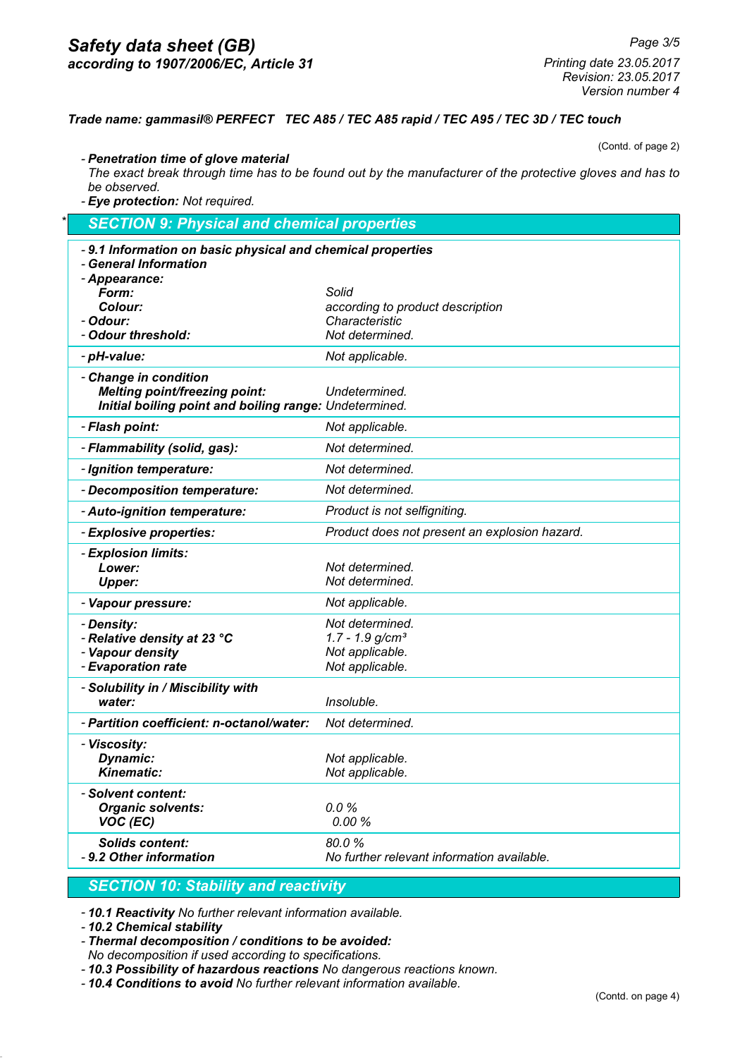**Trade name: gammasil® PERFECT TEC A85 / TEC A85 rapid / TEC A95 / TEC 3D / TEC touch**

(Contd. of page 2)

- ***Penetration time of glove material***
  *The exact break through time has to be found out by the manufacturer of the protective gloves and has to be observed.*
- ***Eye protection:*** *Not required.*

## * SECTION 9: Physical and chemical properties

| | |
|---|---|
| **- 9.1 Information on basic physical and chemical properties** | |
| **- General Information** | |
| **- Appearance:** | |
| **Form:** | Solid |
| **Colour:** | according to product description |
| **- Odour:** | Characteristic |
| **- Odour threshold:** | Not determined. |
| **- pH-value:** | Not applicable. |
| **- Change in condition** | |
| **Melting point/freezing point:** | Undetermined. |
| **Initial boiling point and boiling range:** | Undetermined. |
| **- Flash point:** | Not applicable. |
| **- Flammability (solid, gas):** | Not determined. |
| **- Ignition temperature:** | Not determined. |
| **- Decomposition temperature:** | Not determined. |
| **- Auto-ignition temperature:** | Product is not selfigniting. |
| **- Explosive properties:** | Product does not present an explosion hazard. |
| **- Explosion limits:** | |
| **Lower:** | Not determined. |
| **Upper:** | Not determined. |
| **- Vapour pressure:** | Not applicable. |
| **- Density:** | Not determined. |
| **- Relative density at 23 °C** | 1.7 - 1.9 g/cm³ |
| **- Vapour density** | Not applicable. |
| **- Evaporation rate** | Not applicable. |
| **- Solubility in / Miscibility with** | |
| **water:** | Insoluble. |
| **- Partition coefficient: n-octanol/water:** | Not determined. |
| **- Viscosity:** | |
| **Dynamic:** | Not applicable. |
| **Kinematic:** | Not applicable. |
| **- Solvent content:** | |
| **Organic solvents:** | 0.0 % |
| **VOC (EC)** | 0.00 % |
| **Solids content:** | 80.0 % |
| **- 9.2 Other information** | No further relevant information available. |

## SECTION 10: Stability and reactivity

- ***10.1 Reactivity*** *No further relevant information available.*
- ***10.2 Chemical stability***
- ***Thermal decomposition / conditions to be avoided:***
  *No decomposition if used according to specifications.*
- ***10.3 Possibility of hazardous reactions*** *No dangerous reactions known.*
- ***10.4 Conditions to avoid*** *No further relevant information available.*

(Contd. on page 4)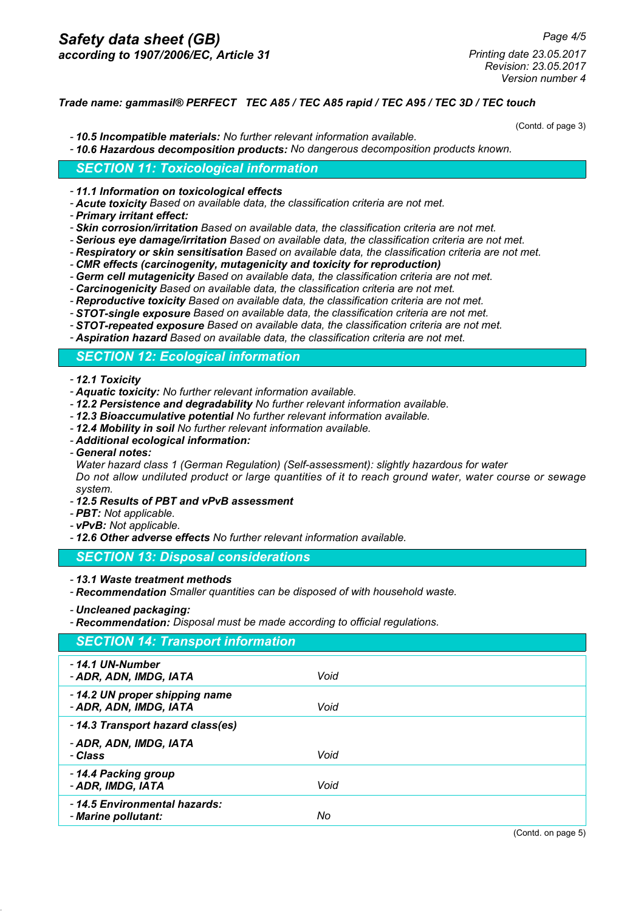(Contd. of page 3)

- ***10.5 Incompatible materials:*** *No further relevant information available.*
- ***10.6 Hazardous decomposition products:*** *No dangerous decomposition products known.*

## SECTION 11: Toxicological information

- ***11.1 Information on toxicological effects***
- ***Acute toxicity*** *Based on available data, the classification criteria are not met.*
- ***Primary irritant effect:***
- ***Skin corrosion/irritation*** *Based on available data, the classification criteria are not met.*
- ***Serious eye damage/irritation*** *Based on available data, the classification criteria are not met.*
- ***Respiratory or skin sensitisation*** *Based on available data, the classification criteria are not met.*
- ***CMR effects (carcinogenity, mutagenicity and toxicity for reproduction)***
- ***Germ cell mutagenicity*** *Based on available data, the classification criteria are not met.*
- ***Carcinogenicity*** *Based on available data, the classification criteria are not met.*
- ***Reproductive toxicity*** *Based on available data, the classification criteria are not met.*
- ***STOT-single exposure*** *Based on available data, the classification criteria are not met.*
- ***STOT-repeated exposure*** *Based on available data, the classification criteria are not met.*
- ***Aspiration hazard*** *Based on available data, the classification criteria are not met.*

## SECTION 12: Ecological information

- ***12.1 Toxicity***
- ***Aquatic toxicity:*** *No further relevant information available.*
- ***12.2 Persistence and degradability*** *No further relevant information available.*
- ***12.3 Bioaccumulative potential*** *No further relevant information available.*
- ***12.4 Mobility in soil*** *No further relevant information available.*
- ***Additional ecological information:***
- ***General notes:***
  *Water hazard class 1 (German Regulation) (Self-assessment): slightly hazardous for water*
  *Do not allow undiluted product or large quantities of it to reach ground water, water course or sewage system.*
- ***12.5 Results of PBT and vPvB assessment***
- ***PBT:*** *Not applicable.*
- ***vPvB:*** *Not applicable.*
- ***12.6 Other adverse effects*** *No further relevant information available.*

## SECTION 13: Disposal considerations

- ***13.1 Waste treatment methods***
- ***Recommendation*** *Smaller quantities can be disposed of with household waste.*

- ***Uncleaned packaging:***
- ***Recommendation:*** *Disposal must be made according to official regulations.*

## SECTION 14: Transport information

| | |
|---|---|
| ***- 14.1 UN-Number***<br>***- ADR, ADN, IMDG, IATA*** | *Void* |
| ***- 14.2 UN proper shipping name***<br>***- ADR, ADN, IMDG, IATA*** | *Void* |
| ***- 14.3 Transport hazard class(es)*** | |
| ***- ADR, ADN, IMDG, IATA***<br>***- Class*** | *Void* |
| ***- 14.4 Packing group***<br>***- ADR, IMDG, IATA*** | *Void* |
| ***- 14.5 Environmental hazards:***<br>***- Marine pollutant:*** | *No* |

(Contd. on page 5)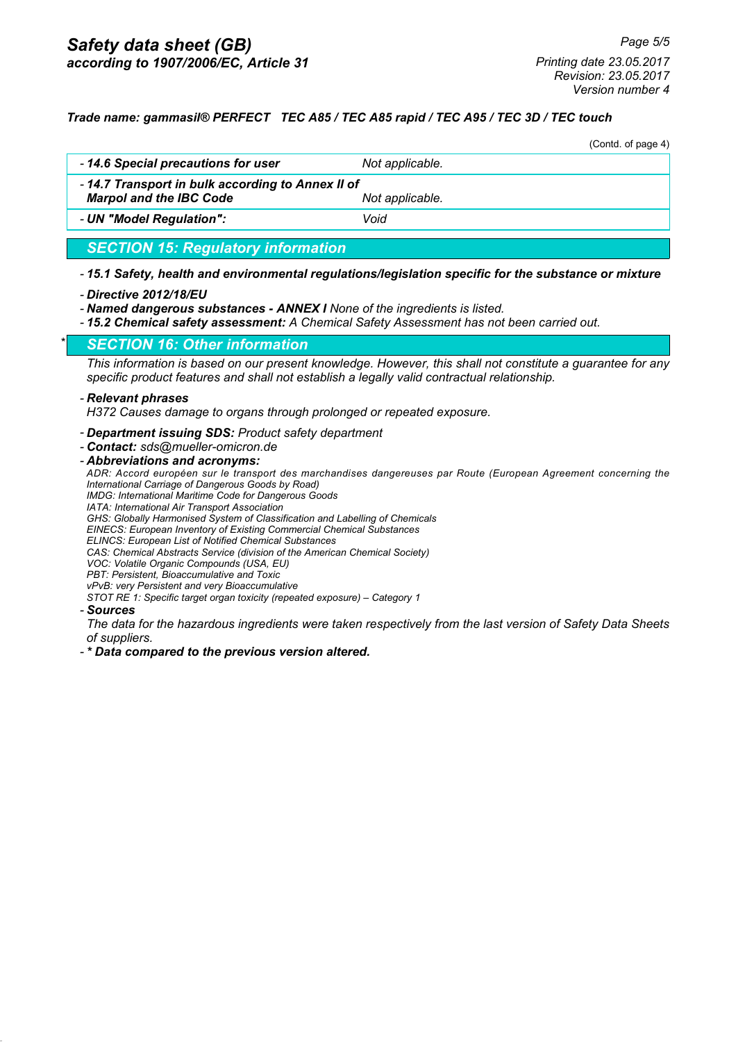(Contd. of page 4)

| | |
|---|---|
| - **14.6 Special precautions for user** | *Not applicable.* |
| - **14.7 Transport in bulk according to Annex II of Marpol and the IBC Code** | *Not applicable.* |
| - **UN "Model Regulation":** | *Void* |

## SECTION 15: Regulatory information

- ***15.1 Safety, health and environmental regulations/legislation specific for the substance or mixture***
- ***Directive 2012/18/EU***
- ***Named dangerous substances - ANNEX I*** *None of the ingredients is listed.*
- ***15.2 Chemical safety assessment:*** *A Chemical Safety Assessment has not been carried out.*

## * SECTION 16: Other information

*This information is based on our present knowledge. However, this shall not constitute a guarantee for any specific product features and shall not establish a legally valid contractual relationship.*

- ***Relevant phrases***
  *H372 Causes damage to organs through prolonged or repeated exposure.*
- ***Department issuing SDS:*** *Product safety department*
- ***Contact:*** *sds@mueller-omicron.de*
- ***Abbreviations and acronyms:***
  *ADR: Accord européen sur le transport des marchandises dangereuses par Route (European Agreement concerning the International Carriage of Dangerous Goods by Road)*
  *IMDG: International Maritime Code for Dangerous Goods*
  *IATA: International Air Transport Association*
  *GHS: Globally Harmonised System of Classification and Labelling of Chemicals*
  *EINECS: European Inventory of Existing Commercial Chemical Substances*
  *ELINCS: European List of Notified Chemical Substances*
  *CAS: Chemical Abstracts Service (division of the American Chemical Society)*
  *VOC: Volatile Organic Compounds (USA, EU)*
  *PBT: Persistent, Bioaccumulative and Toxic*
  *vPvB: very Persistent and very Bioaccumulative*
  *STOT RE 1: Specific target organ toxicity (repeated exposure) – Category 1*
- ***Sources***
  *The data for the hazardous ingredients were taken respectively from the last version of Safety Data Sheets of suppliers.*
- ***\* Data compared to the previous version altered.***